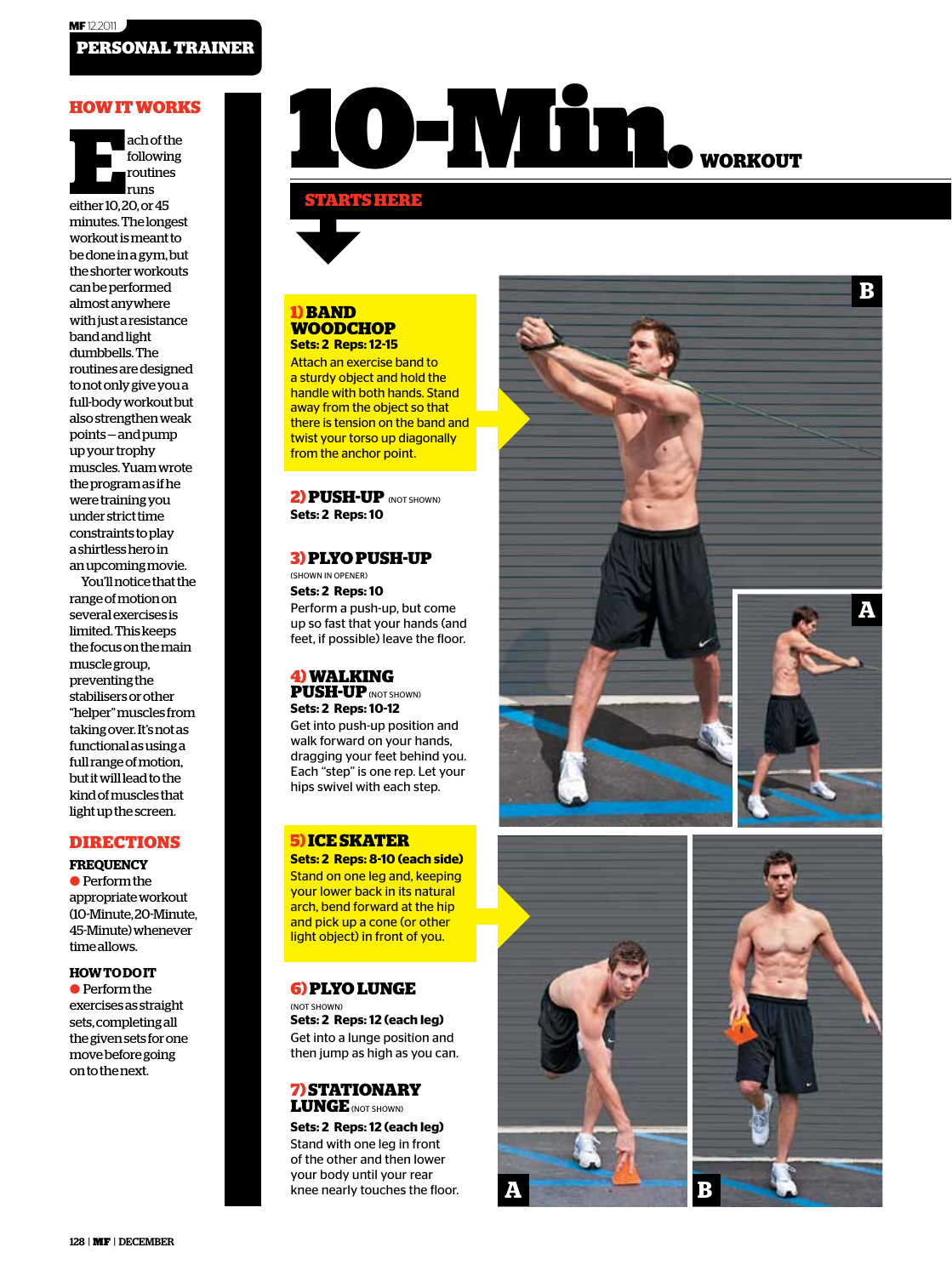## PERSONAL TRAINER

### HOW IT WORKS

Each of the following routines runs either 10, 20, or 45 minutes. The longest workout is meant to be done in a gym, but the shorter workouts can be performed almost anywhere with just a resistance band and light dumbbells. The routines are designed to not only give you a full-body workout but also strengthen weak points—and pump up your trophy muscles. Yuam wrote the program as if he were training you under strict time constraints to play a shirtless hero in an upcoming movie.

You'll notice that the range of motion on several exercises is limited. This keeps the focus on the main muscle group, preventing the stabilisers or other "helper" muscles from taking over. It's not as functional as using a full range of motion, but it will lead to the kind of muscles that light up the screen.

### DIRECTIONS

**FREQUENCY**

- Perform the appropriate workout (10-Minute, 20-Minute, 45-Minute) whenever time allows.

**HOW TO DO IT**

- Perform the exercises as straight sets, completing all the given sets for one move before going on to the next.

# 10-Min. WORKOUT

**STARTS HERE**

### 1) BAND WOODCHOP

**Sets: 2 Reps: 12-15**

Attach an exercise band to a sturdy object and hold the handle with both hands. Stand away from the object so that there is tension on the band and twist your torso up diagonally from the anchor point.

### 2) PUSH-UP (NOT SHOWN)

**Sets: 2 Reps: 10**

### 3) PLYO PUSH-UP

(SHOWN IN OPENER)

**Sets: 2 Reps: 10**

Perform a push-up, but come up so fast that your hands (and feet, if possible) leave the floor.

### 4) WALKING PUSH-UP (NOT SHOWN)

**Sets: 2 Reps: 10-12**

Get into push-up position and walk forward on your hands, dragging your feet behind you. Each "step" is one rep. Let your hips swivel with each step.

### 5) ICE SKATER

**Sets: 2 Reps: 8-10 (each side)**

Stand on one leg and, keeping your lower back in its natural arch, bend forward at the hip and pick up a cone (or other light object) in front of you.

### 6) PLYO LUNGE

(NOT SHOWN)

**Sets: 2 Reps: 12 (each leg)**

Get into a lunge position and then jump as high as you can.

### 7) STATIONARY LUNGE (NOT SHOWN)

**Sets: 2 Reps: 12 (each leg)**

Stand with one leg in front of the other and then lower your body until your rear knee nearly touches the floor.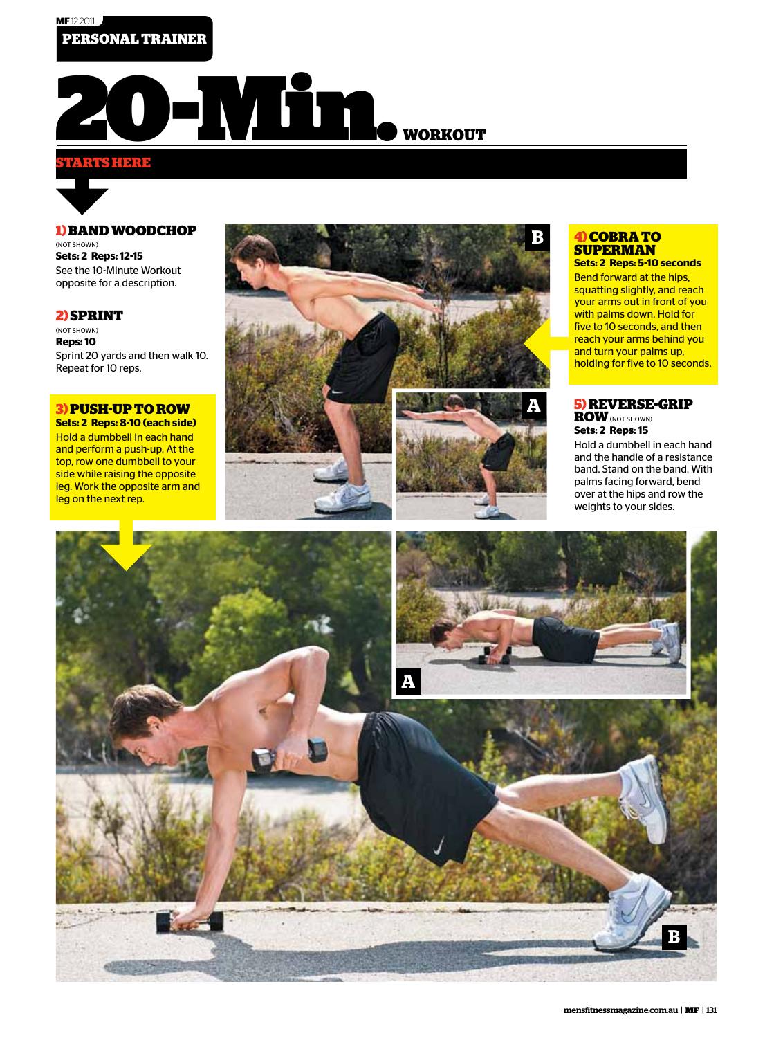PERSONAL TRAINER

# 20-Min. WORKOUT

STARTS HERE

### 1) BAND WOODCHOP
(NOT SHOWN)

**Sets: 2 Reps: 12-15**

See the 10-Minute Workout opposite for a description.

### 2) SPRINT
(NOT SHOWN)

**Reps: 10**

Sprint 20 yards and then walk 10. Repeat for 10 reps.

### 3) PUSH-UP TO ROW
**Sets: 2 Reps: 8-10 (each side)**

Hold a dumbbell in each hand and perform a push-up. At the top, row one dumbbell to your side while raising the opposite leg. Work the opposite arm and leg on the next rep.

### 4) COBRA TO SUPERMAN
**Sets: 2 Reps: 5-10 seconds**

Bend forward at the hips, squatting slightly, and reach your arms out in front of you with palms down. Hold for five to 10 seconds, and then reach your arms behind you and turn your palms up, holding for five to 10 seconds.

### 5) REVERSE-GRIP ROW
(NOT SHOWN)

**Sets: 2 Reps: 15**

Hold a dumbbell in each hand and the handle of a resistance band. Stand on the band. With palms facing forward, bend over at the hips and row the weights to your sides.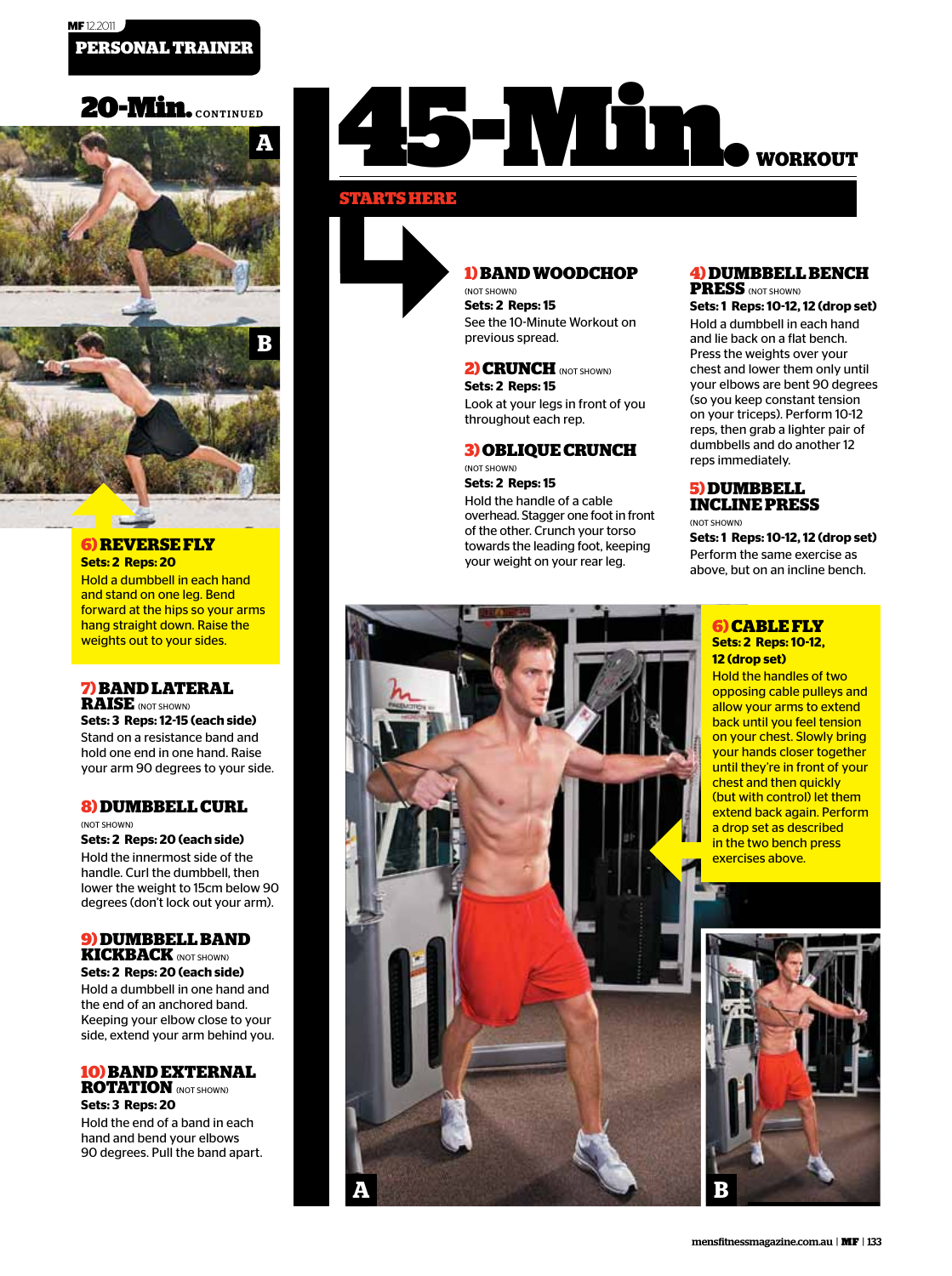## 20-Min. CONTINUED

A

B

### 6) REVERSE FLY

**Sets: 2 Reps: 20**

Hold a dumbbell in each hand and stand on one leg. Bend forward at the hips so your arms hang straight down. Raise the weights out to your sides.

### 7) BAND LATERAL RAISE (NOT SHOWN)

**Sets: 3 Reps: 12-15 (each side)**

Stand on a resistance band and hold one end in one hand. Raise your arm 90 degrees to your side.

### 8) DUMBBELL CURL (NOT SHOWN)

**Sets: 2 Reps: 20 (each side)**

Hold the innermost side of the handle. Curl the dumbbell, then lower the weight to 15cm below 90 degrees (don't lock out your arm).

### 9) DUMBBELL BAND KICKBACK (NOT SHOWN)

**Sets: 2 Reps: 20 (each side)**

Hold a dumbbell in one hand and the end of an anchored band. Keeping your elbow close to your side, extend your arm behind you.

### 10) BAND EXTERNAL ROTATION (NOT SHOWN)

**Sets: 3 Reps: 20**

Hold the end of a band in each hand and bend your elbows 90 degrees. Pull the band apart.

# 45-Min. WORKOUT

**STARTS HERE**

### 1) BAND WOODCHOP (NOT SHOWN)

**Sets: 2 Reps: 15**

See the 10-Minute Workout on previous spread.

### 2) CRUNCH (NOT SHOWN)

**Sets: 2 Reps: 15**

Look at your legs in front of you throughout each rep.

### 3) OBLIQUE CRUNCH (NOT SHOWN)

**Sets: 2 Reps: 15**

Hold the handle of a cable overhead. Stagger one foot in front of the other. Crunch your torso towards the leading foot, keeping your weight on your rear leg.

### 4) DUMBBELL BENCH PRESS (NOT SHOWN)

**Sets: 1 Reps: 10-12, 12 (drop set)**

Hold a dumbbell in each hand and lie back on a flat bench. Press the weights over your chest and lower them only until your elbows are bent 90 degrees (so you keep constant tension on your triceps). Perform 10-12 reps, then grab a lighter pair of dumbbells and do another 12 reps immediately.

### 5) DUMBBELL INCLINE PRESS (NOT SHOWN)

**Sets: 1 Reps: 10-12, 12 (drop set)**

Perform the same exercise as above, but on an incline bench.

### 6) CABLE FLY

**Sets: 2 Reps: 10-12, 12 (drop set)**

Hold the handles of two opposing cable pulleys and allow your arms to extend back until you feel tension on your chest. Slowly bring your hands closer together until they're in front of your chest and then quickly (but with control) let them extend back again. Perform a drop set as described in the two bench press exercises above.

A

B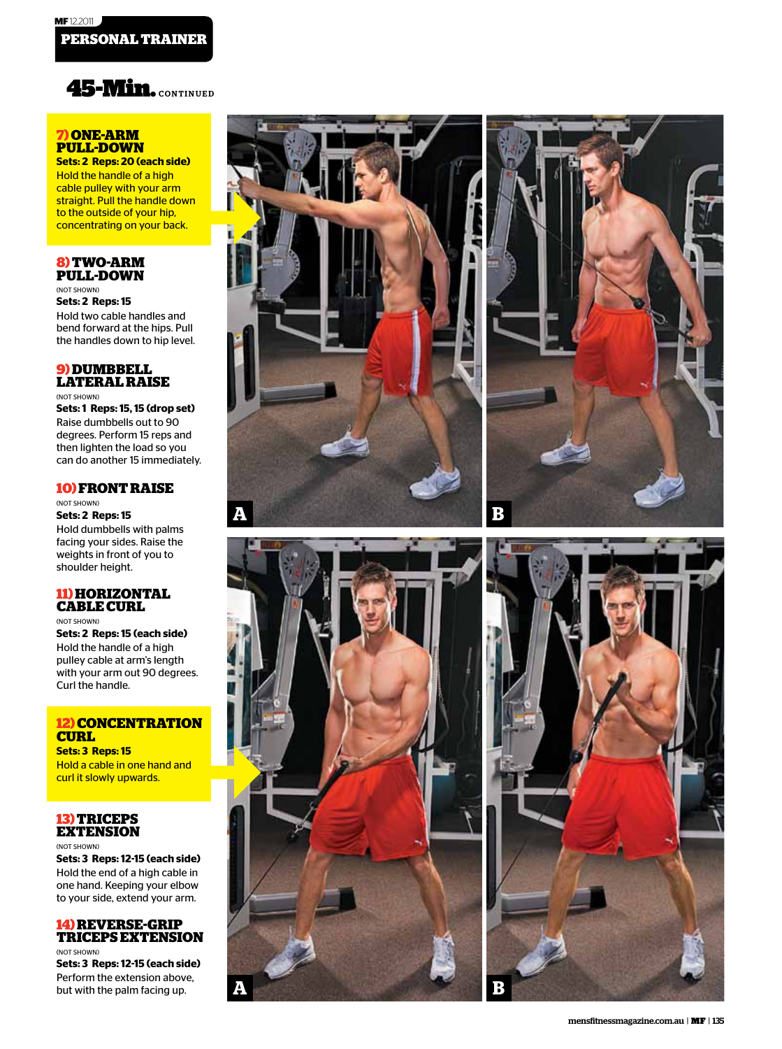# 45-Min. CONTINUED

## 7) ONE-ARM PULL-DOWN

**Sets: 2 Reps: 20 (each side)**

Hold the handle of a high cable pulley with your arm straight. Pull the handle down to the outside of your hip, concentrating on your back.

## 8) TWO-ARM PULL-DOWN

(NOT SHOWN)

**Sets: 2 Reps: 15**

Hold two cable handles and bend forward at the hips. Pull the handles down to hip level.

## 9) DUMBBELL LATERAL RAISE

(NOT SHOWN)

**Sets: 1 Reps: 15, 15 (drop set)**

Raise dumbbells out to 90 degrees. Perform 15 reps and then lighten the load so you can do another 15 immediately.

## 10) FRONT RAISE

(NOT SHOWN)

**Sets: 2 Reps: 15**

Hold dumbbells with palms facing your sides. Raise the weights in front of you to shoulder height.

## 11) HORIZONTAL CABLE CURL

(NOT SHOWN)

**Sets: 2 Reps: 15 (each side)**

Hold the handle of a high pulley cable at arm's length with your arm out 90 degrees. Curl the handle.

## 12) CONCENTRATION CURL

**Sets: 3 Reps: 15**

Hold a cable in one hand and curl it slowly upwards.

## 13) TRICEPS EXTENSION

(NOT SHOWN)

**Sets: 3 Reps: 12-15 (each side)**

Hold the end of a high cable in one hand. Keeping your elbow to your side, extend your arm.

## 14) REVERSE-GRIP TRICEPS EXTENSION

(NOT SHOWN)

**Sets: 3 Reps: 12-15 (each side)**

Perform the extension above, but with the palm facing up.

A

B

A

B